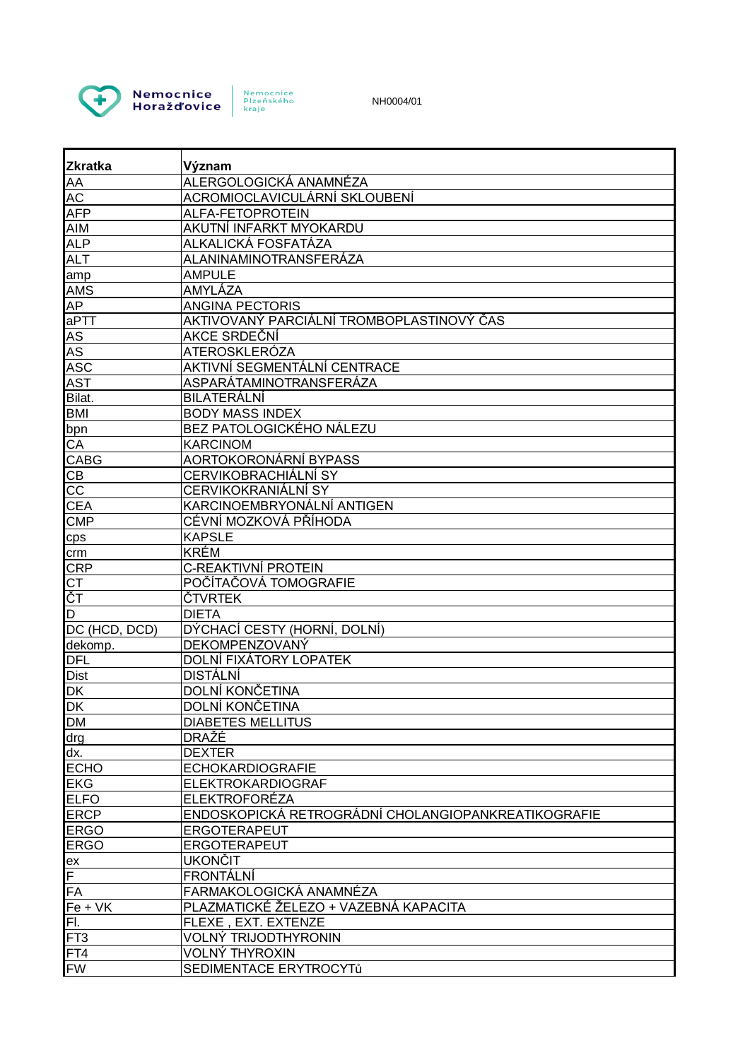Nemocnice Horažďovice | Nemocnice Plzeňského kraje

NH0004/01

| Zkratka | Význam |
|---|---|
| AA | ALERGOLOGICKÁ ANAMNÉZA |
| AC | ACROMIOCLAVICULÁRNÍ SKLOUBENÍ |
| AFP | ALFA-FETOPROTEIN |
| AIM | AKUTNÍ INFARKT MYOKARDU |
| ALP | ALKALICKÁ FOSFATÁZA |
| ALT | ALANINAMINOTRANSFERÁZA |
| amp | AMPULE |
| AMS | AMYLÁZA |
| AP | ANGINA PECTORIS |
| aPTT | AKTIVOVANÝ PARCIÁLNÍ TROMBOPLASTINOVÝ ČAS |
| AS | AKCE SRDEČNÍ |
| AS | ATEROSKLERÓZA |
| ASC | AKTIVNÍ SEGMENTÁLNÍ CENTRACE |
| AST | ASPARÁTAMINOTRANSFERÁZA |
| Bilat. | BILATERÁLNÍ |
| BMI | BODY MASS INDEX |
| bpn | BEZ PATOLOGICKÉHO NÁLEZU |
| CA | KARCINOM |
| CABG | AORTOKORONÁRNÍ BYPASS |
| CB | CERVIKOBRACHIÁLNÍ SY |
| CC | CERVIKOKRANIÁLNÍ SY |
| CEA | KARCINOEMBRYONÁLNÍ ANTIGEN |
| CMP | CÉVNÍ MOZKOVÁ PŘÍHODA |
| cps | KAPSLE |
| crm | KRÉM |
| CRP | C-REAKTIVNÍ PROTEIN |
| CT | POČÍTAČOVÁ TOMOGRAFIE |
| ČT | ČTVRTEK |
| D | DIETA |
| DC (HCD, DCD) | DÝCHACÍ CESTY (HORNÍ, DOLNÍ) |
| dekomp. | DEKOMPENZOVANÝ |
| DFL | DOLNÍ FIXÁTORY LOPATEK |
| Dist | DISTÁLNÍ |
| DK | DOLNÍ KONČETINA |
| DK | DOLNÍ KONČETINA |
| DM | DIABETES MELLITUS |
| drg | DRAŽÉ |
| dx. | DEXTER |
| ECHO | ECHOKARDIOGRAFIE |
| EKG | ELEKTROKARDIOGRAF |
| ELFO | ELEKTROFORÉZA |
| ERCP | ENDOSKOPICKÁ RETROGRÁDNÍ CHOLANGIOPANKREATIKOGRAFIE |
| ERGO | ERGOTERAPEUT |
| ERGO | ERGOTERAPEUT |
| ex | UKONČIT |
| F | FRONTÁLNÍ |
| FA | FARMAKOLOGICKÁ ANAMNÉZA |
| Fe + VK | PLAZMATICKÉ ŽELEZO + VAZEBNÁ KAPACITA |
| Fl. | FLEXE , EXT. EXTENZE |
| FT3 | VOLNÝ TRIJODTHYRONIN |
| FT4 | VOLNÝ THYROXIN |
| FW | SEDIMENTACE ERYTROCYTů |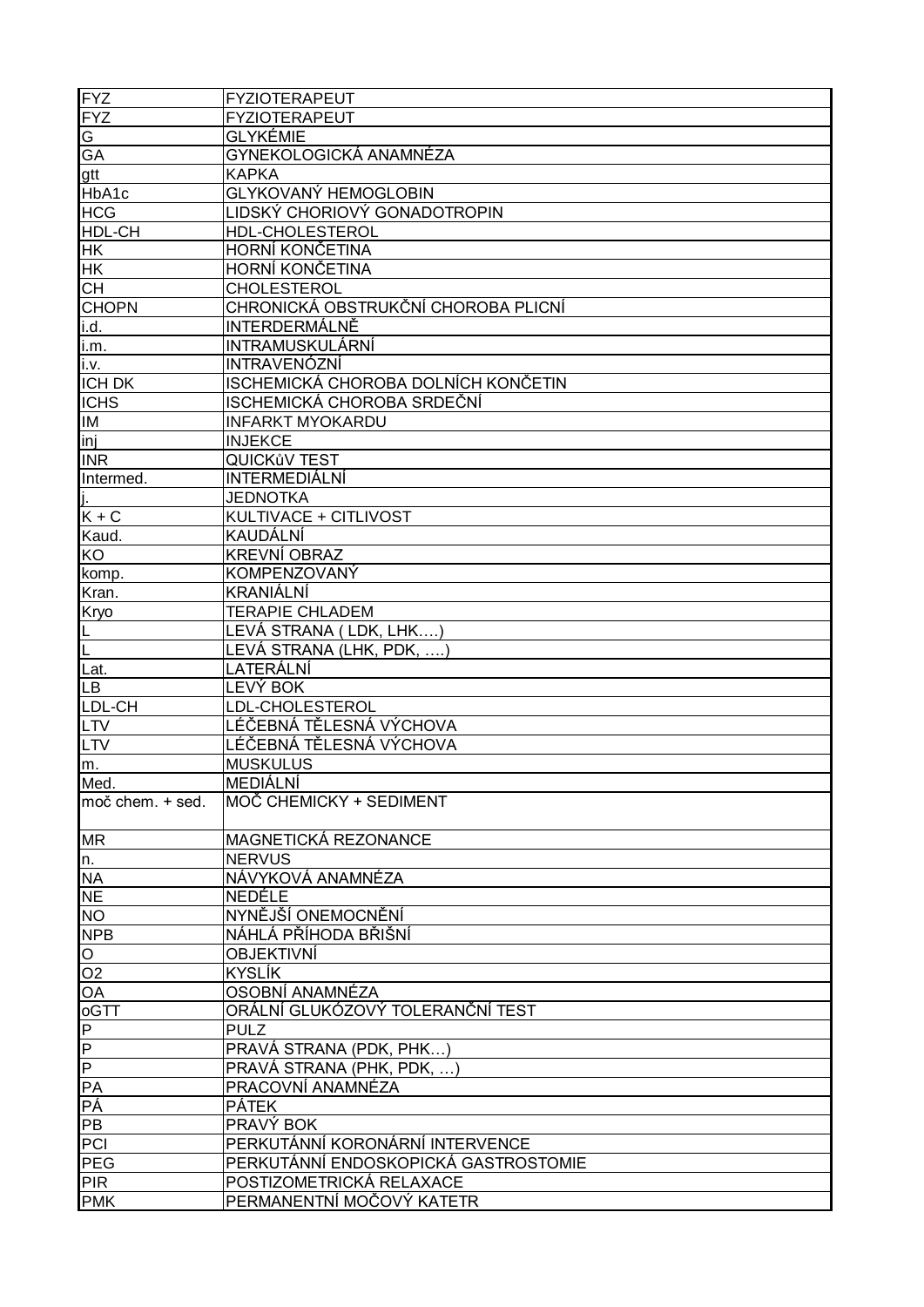| | |
|---|---|
| FYZ | FYZIOTERAPEUT |
| FYZ | FYZIOTERAPEUT |
| G | GLYKÉMIE |
| GA | GYNEKOLOGICKÁ ANAMNÉZA |
| gtt | KAPKA |
| HbA1c | GLYKOVANÝ HEMOGLOBIN |
| HCG | LIDSKÝ CHORIOVÝ GONADOTROPIN |
| HDL-CH | HDL-CHOLESTEROL |
| HK | HORNÍ KONČETINA |
| HK | HORNÍ KONČETINA |
| CH | CHOLESTEROL |
| CHOPN | CHRONICKÁ OBSTRUKČNÍ CHOROBA PLICNÍ |
| i.d. | INTERDERMÁLNĚ |
| i.m. | INTRAMUSKULÁRNÍ |
| i.v. | INTRAVENÓZNÍ |
| ICH DK | ISCHEMICKÁ CHOROBA DOLNÍCH KONČETIN |
| ICHS | ISCHEMICKÁ CHOROBA SRDEČNÍ |
| IM | INFARKT MYOKARDU |
| inj | INJEKCE |
| INR | QUICKůV TEST |
| Intermed. | INTERMEDIÁLNÍ |
| j. | JEDNOTKA |
| K + C | KULTIVACE + CITLIVOST |
| Kaud. | KAUDÁLNÍ |
| KO | KREVNÍ OBRAZ |
| komp. | KOMPENZOVANÝ |
| Kran. | KRANIÁLNÍ |
| Kryo | TERAPIE CHLADEM |
| L | LEVÁ STRANA ( LDK, LHK….) |
| L | LEVÁ STRANA (LHK, PDK, ….) |
| Lat. | LATERÁLNÍ |
| LB | LEVÝ BOK |
| LDL-CH | LDL-CHOLESTEROL |
| LTV | LÉČEBNÁ TĚLESNÁ VÝCHOVA |
| LTV | LÉČEBNÁ TĚLESNÁ VÝCHOVA |
| m. | MUSKULUS |
| Med. | MEDIÁLNÍ |
| moč chem. + sed. | MOČ CHEMICKY + SEDIMENT |
| MR | MAGNETICKÁ REZONANCE |
| n. | NERVUS |
| NA | NÁVYKOVÁ ANAMNÉZA |
| NE | NEDĚLE |
| NO | NYNĚJŠÍ ONEMOCNĚNÍ |
| NPB | NÁHLÁ PŘÍHODA BŘIŠNÍ |
| O | OBJEKTIVNÍ |
| O2 | KYSLÍK |
| OA | OSOBNÍ ANAMNÉZA |
| oGTT | ORÁLNÍ GLUKÓZOVÝ TOLERANČNÍ TEST |
| P | PULZ |
| P | PRAVÁ STRANA (PDK, PHK…) |
| P | PRAVÁ STRANA (PHK, PDK, …) |
| PA | PRACOVNÍ ANAMNÉZA |
| PÁ | PÁTEK |
| PB | PRAVÝ BOK |
| PCI | PERKUTÁNNÍ KORONÁRNÍ INTERVENCE |
| PEG | PERKUTÁNNÍ ENDOSKOPICKÁ GASTROSTOMIE |
| PIR | POSTIZOMETRICKÁ RELAXACE |
| PMK | PERMANENTNÍ MOČOVÝ KATETR |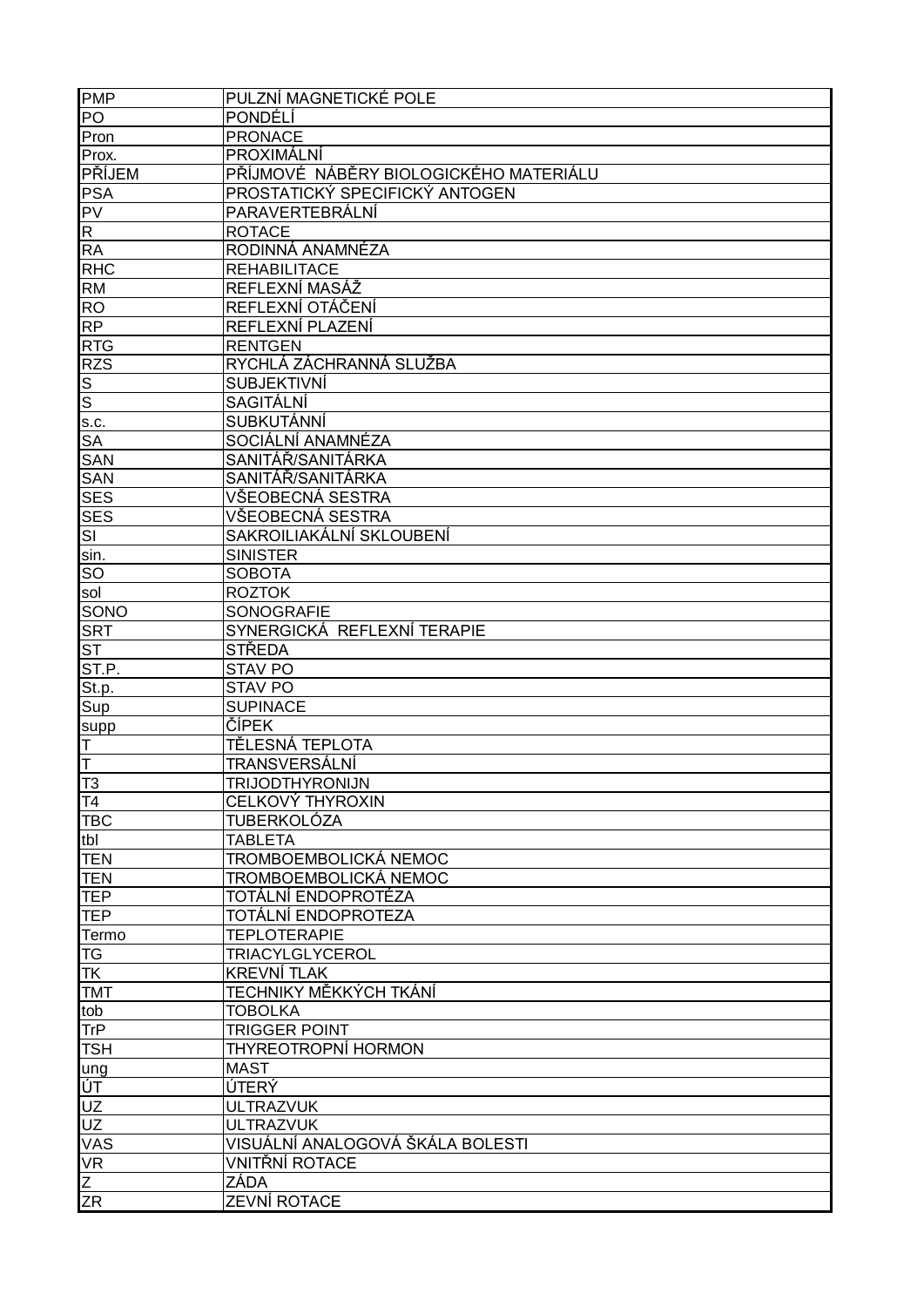| | |
|---|---|
| PMP | PULZNÍ MAGNETICKÉ POLE |
| PO | PONDĚLÍ |
| Pron | PRONACE |
| Prox. | PROXIMÁLNÍ |
| PŘÍJEM | PŘÍJMOVÉ NÁBĚRY BIOLOGICKÉHO MATERIÁLU |
| PSA | PROSTATICKÝ SPECIFICKÝ ANTOGEN |
| PV | PARAVERTEBRÁLNÍ |
| R | ROTACE |
| RA | RODINNÁ ANAMNÉZA |
| RHC | REHABILITACE |
| RM | REFLEXNÍ MASÁŽ |
| RO | REFLEXNÍ OTÁČENÍ |
| RP | REFLEXNÍ PLAZENÍ |
| RTG | RENTGEN |
| RZS | RYCHLÁ ZÁCHRANNÁ SLUŽBA |
| S | SUBJEKTIVNÍ |
| S | SAGITÁLNÍ |
| s.c. | SUBKUTÁNNÍ |
| SA | SOCIÁLNÍ ANAMNÉZA |
| SAN | SANITÁŘ/SANITÁRKA |
| SAN | SANITÁŘ/SANITÁRKA |
| SES | VŠEOBECNÁ SESTRA |
| SES | VŠEOBECNÁ SESTRA |
| SI | SAKROILIAKÁLNÍ SKLOUBENÍ |
| sin. | SINISTER |
| SO | SOBOTA |
| sol | ROZTOK |
| SONO | SONOGRAFIE |
| SRT | SYNERGICKÁ REFLEXNÍ TERAPIE |
| ST | STŘEDA |
| ST.P. | STAV PO |
| St.p. | STAV PO |
| Sup | SUPINACE |
| supp | ČÍPEK |
| T | TĚLESNÁ TEPLOTA |
| T | TRANSVERSÁLNÍ |
| T3 | TRIJODTHYRONIJN |
| T4 | CELKOVÝ THYROXIN |
| TBC | TUBERKOLÓZA |
| tbl | TABLETA |
| TEN | TROMBOEMBOLICKÁ NEMOC |
| TEN | TROMBOEMBOLICKÁ NEMOC |
| TEP | TOTÁLNÍ ENDOPROTÉZA |
| TEP | TOTÁLNÍ ENDOPROTEZA |
| Termo | TEPLOTERAPIE |
| TG | TRIACYLGLYCEROL |
| TK | KREVNÍ TLAK |
| TMT | TECHNIKY MĚKKÝCH TKÁNÍ |
| tob | TOBOLKA |
| TrP | TRIGGER POINT |
| TSH | THYREOTROPNÍ HORMON |
| ung | MAST |
| ÚT | ÚTERÝ |
| UZ | ULTRAZVUK |
| UZ | ULTRAZVUK |
| VAS | VISUÁLNÍ ANALOGOVÁ ŠKÁLA BOLESTI |
| VR | VNITŘNÍ ROTACE |
| Z | ZÁDA |
| ZR | ZEVNÍ ROTACE |